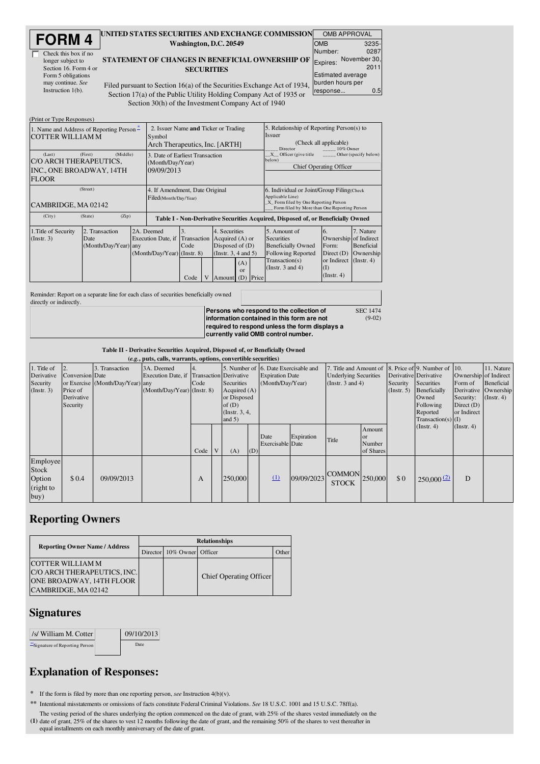# FORM 4

☐ Check this box if no longer subject to Section 16. Form 4 or Form 5 obligations may continue. *See* Instruction 1(b).

**UNITED STATES SECURITIES AND EXCHANGE COMMISSION**
**Washington, D.C. 20549**

**STATEMENT OF CHANGES IN BENEFICIAL OWNERSHIP OF SECURITIES**

Filed pursuant to Section 16(a) of the Securities Exchange Act of 1934, Section 17(a) of the Public Utility Holding Company Act of 1935 or Section 30(h) of the Investment Company Act of 1940

| OMB APPROVAL | |
|---|---|
| OMB Number: | 3235-0287 |
| Expires: | November 30, 2011 |
| Estimated average burden hours per response... | 0.5 |

(Print or Type Responses)

| 1. Name and Address of Reporting Person * | 2. Issuer Name and Ticker or Trading Symbol | 5. Relationship of Reporting Person(s) to Issuer |
|---|---|---|
| COTTER WILLIAM M | Arch Therapeutics, Inc. [ARTH] | (Check all applicable) ___ Director ___ 10% Owner _X_ Officer (give title below) ___ Other (specify below) |
| (Last) (First) (Middle) C/O ARCH THERAPEUTICS, INC., ONE BROADWAY, 14TH FLOOR | 3. Date of Earliest Transaction (Month/Day/Year) 09/09/2013 | Chief Operating Officer |
| (Street) CAMBRIDGE, MA 02142 | 4. If Amendment, Date Original Filed(Month/Day/Year) | 6. Individual or Joint/Group Filing(Check Applicable Line) _X_ Form filed by One Reporting Person ___ Form filed by More than One Reporting Person |
| (City) (State) (Zip) | | |

**Table I - Non-Derivative Securities Acquired, Disposed of, or Beneficially Owned**

| 1.Title of Security (Instr. 3) | 2. Transaction Date (Month/Day/Year) | 2A. Deemed Execution Date, if any (Month/Day/Year) | 3. Transaction Code (Instr. 8) | | 4. Securities Acquired (A) or Disposed of (D) (Instr. 3, 4 and 5) | | | 5. Amount of Securities Beneficially Owned Following Reported Transaction(s) (Instr. 3 and 4) | 6. Ownership Form: Direct (D) or Indirect (I) (Instr. 4) | 7. Nature of Indirect Beneficial Ownership (Instr. 4) |
|---|---|---|---|---|---|---|---|---|---|---|
| | | | Code | V | Amount | (A) or (D) | Price | | | |

Reminder: Report on a separate line for each class of securities beneficially owned directly or indirectly.

**Persons who respond to the collection of information contained in this form are not required to respond unless the form displays a currently valid OMB control number.** SEC 1474 (9-02)

**Table II - Derivative Securities Acquired, Disposed of, or Beneficially Owned**
***(e.g.*, puts, calls, warrants, options, convertible securities)**

| 1. Title of Derivative Security (Instr. 3) | 2. Conversion or Exercise Price of Derivative Security | 3. Transaction Date (Month/Day/Year) | 3A. Deemed Execution Date, if any (Month/Day/Year) | 4. Transaction Code (Instr. 8) | | 5. Number of Derivative Securities Acquired (A) or Disposed of (D) (Instr. 3, 4, and 5) | | 6. Date Exercisable and Expiration Date (Month/Day/Year) | | 7. Title and Amount of Underlying Securities (Instr. 3 and 4) | | 8. Price of Derivative Security (Instr. 5) | 9. Number of Derivative Securities Beneficially Owned Following Reported Transaction(s) (Instr. 4) | 10. Ownership Form of Derivative Security: Direct (D) or Indirect (I) (Instr. 4) | 11. Nature of Indirect Beneficial Ownership (Instr. 4) |
|---|---|---|---|---|---|---|---|---|---|---|---|---|---|---|---|
| | | | | Code | V | (A) | (D) | Date Exercisable | Expiration Date | Title | Amount or Number of Shares | | | | |
| Employee Stock Option (right to buy) | $ 0.4 | 09/09/2013 | | A | | 250,000 | | (1) | 09/09/2023 | COMMON STOCK | 250,000 | $ 0 | 250,000 (2) | D | |

## Reporting Owners

| Reporting Owner Name / Address | Relationships | | | |
|---|---|---|---|---|
| | Director | 10% Owner | Officer | Other |
| COTTER WILLIAM M C/O ARCH THERAPEUTICS, INC. ONE BROADWAY, 14TH FLOOR CAMBRIDGE, MA 02142 | | | Chief Operating Officer | |

## Signatures

| /s/ William M. Cotter | 09/10/2013 |
|---|---|
| **Signature of Reporting Person | Date |

## Explanation of Responses:

\* If the form is filed by more than one reporting person, *see* Instruction 4(b)(v).

\*\* Intentional misstatements or omissions of facts constitute Federal Criminal Violations. *See* 18 U.S.C. 1001 and 15 U.S.C. 78ff(a).

**(1)** The vesting period of the shares underlying the option commenced on the date of grant, with 25% of the shares vested immediately on the date of grant, 25% of the shares to vest 12 months following the date of grant, and the remaining 50% of the shares to vest thereafter in equal installments on each monthly anniversary of the date of grant.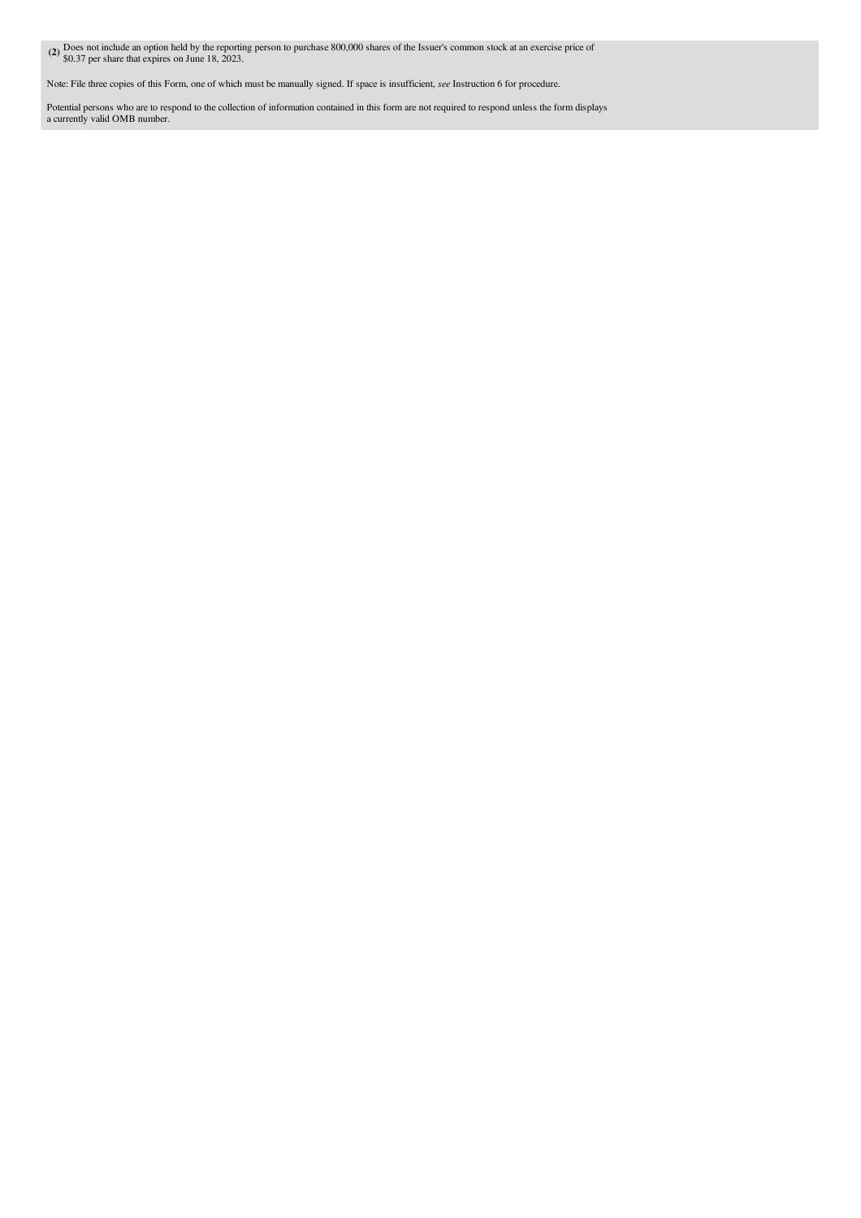(2) Does not include an option held by the reporting person to purchase 800,000 shares of the Issuer's common stock at an exercise price of $0.37 per share that expires on June 18, 2023.

Note: File three copies of this Form, one of which must be manually signed. If space is insufficient, *see* Instruction 6 for procedure.

Potential persons who are to respond to the collection of information contained in this form are not required to respond unless the form displays a currently valid OMB number.